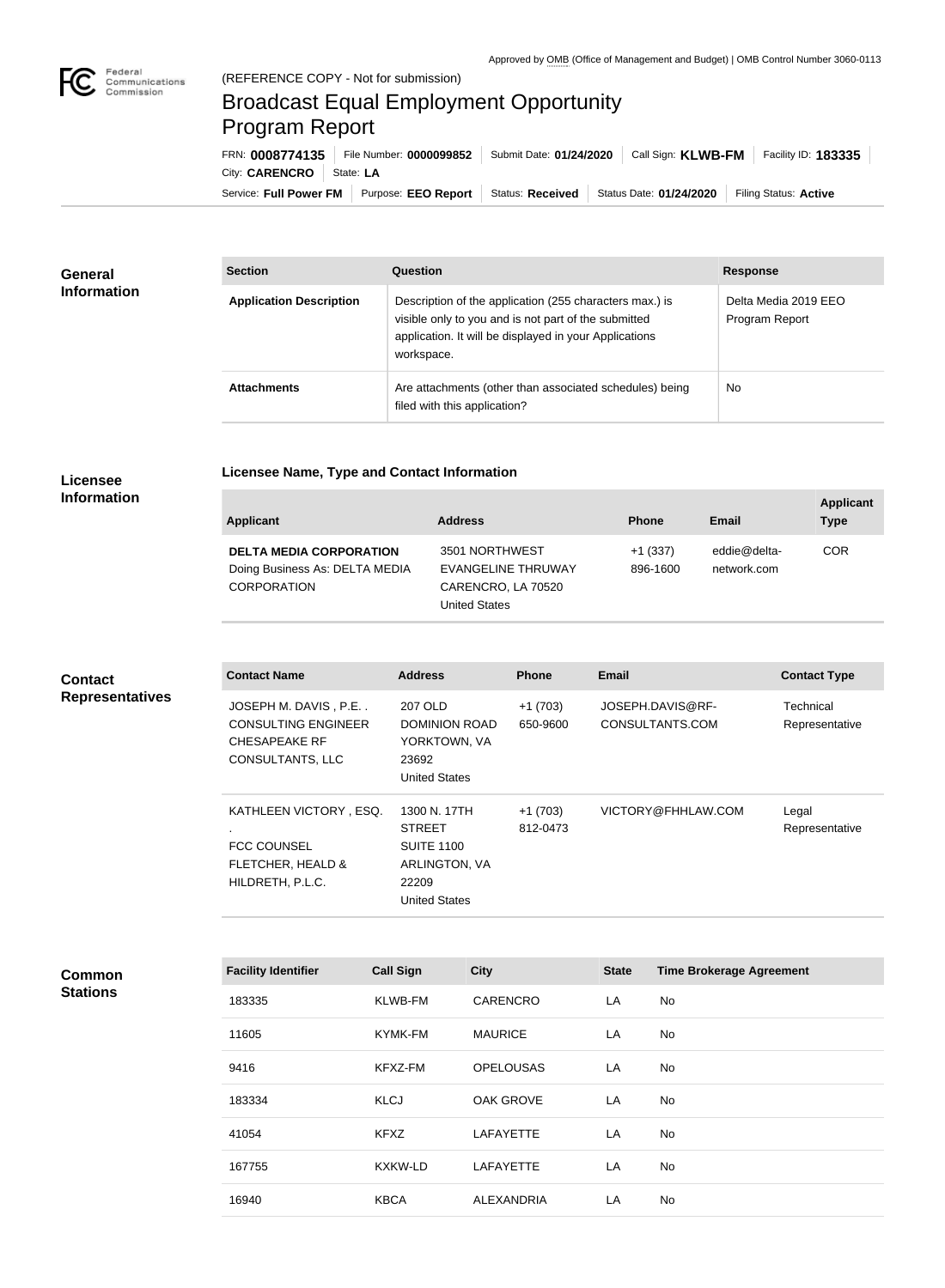Approved by OMB (Office of Management and Budget) | OMB Control Number 3060-0113

(REFERENCE COPY - Not for submission)

# Broadcast Equal Employment Opportunity Program Report

FRN: **0008774135** | File Number: **0000099852** | Submit Date: **01/24/2020** | Call Sign: **KLWB-FM** | Facility ID: **183335** | City: **CARENCRO** | State: **LA**

Service: **Full Power FM** | Purpose: **EEO Report** | Status: **Received** | Status Date: **01/24/2020** | Filing Status: **Active**

## General Information

| Section | Question | Response |
| --- | --- | --- |
| **Application Description** | Description of the application (255 characters max.) is visible only to you and is not part of the submitted application. It will be displayed in your Applications workspace. | Delta Media 2019 EEO Program Report |
| **Attachments** | Are attachments (other than associated schedules) being filed with this application? | No |

## Licensee Information

### Licensee Name, Type and Contact Information

| Applicant | Address | Phone | Email | Applicant Type |
| --- | --- | --- | --- | --- |
| **DELTA MEDIA CORPORATION** Doing Business As: DELTA MEDIA CORPORATION | 3501 NORTHWEST EVANGELINE THRUWAY CARENCRO, LA 70520 United States | +1 (337) 896-1600 | eddie@delta-network.com | COR |

## Contact Representatives

| Contact Name | Address | Phone | Email | Contact Type |
| --- | --- | --- | --- | --- |
| JOSEPH M. DAVIS , P.E. . CONSULTING ENGINEER CHESAPEAKE RF CONSULTANTS, LLC | 207 OLD DOMINION ROAD YORKTOWN, VA 23692 United States | +1 (703) 650-9600 | JOSEPH.DAVIS@RF-CONSULTANTS.COM | Technical Representative |
| KATHLEEN VICTORY , ESQ. . FCC COUNSEL FLETCHER, HEALD & HILDRETH, P.L.C. | 1300 N. 17TH STREET SUITE 1100 ARLINGTON, VA 22209 United States | +1 (703) 812-0473 | VICTORY@FHHLAW.COM | Legal Representative |

## Common Stations

| Facility Identifier | Call Sign | City | State | Time Brokerage Agreement |
| --- | --- | --- | --- | --- |
| 183335 | KLWB-FM | CARENCRO | LA | No |
| 11605 | KYMK-FM | MAURICE | LA | No |
| 9416 | KFXZ-FM | OPELOUSAS | LA | No |
| 183334 | KLCJ | OAK GROVE | LA | No |
| 41054 | KFXZ | LAFAYETTE | LA | No |
| 167755 | KXKW-LD | LAFAYETTE | LA | No |
| 16940 | KBCA | ALEXANDRIA | LA | No |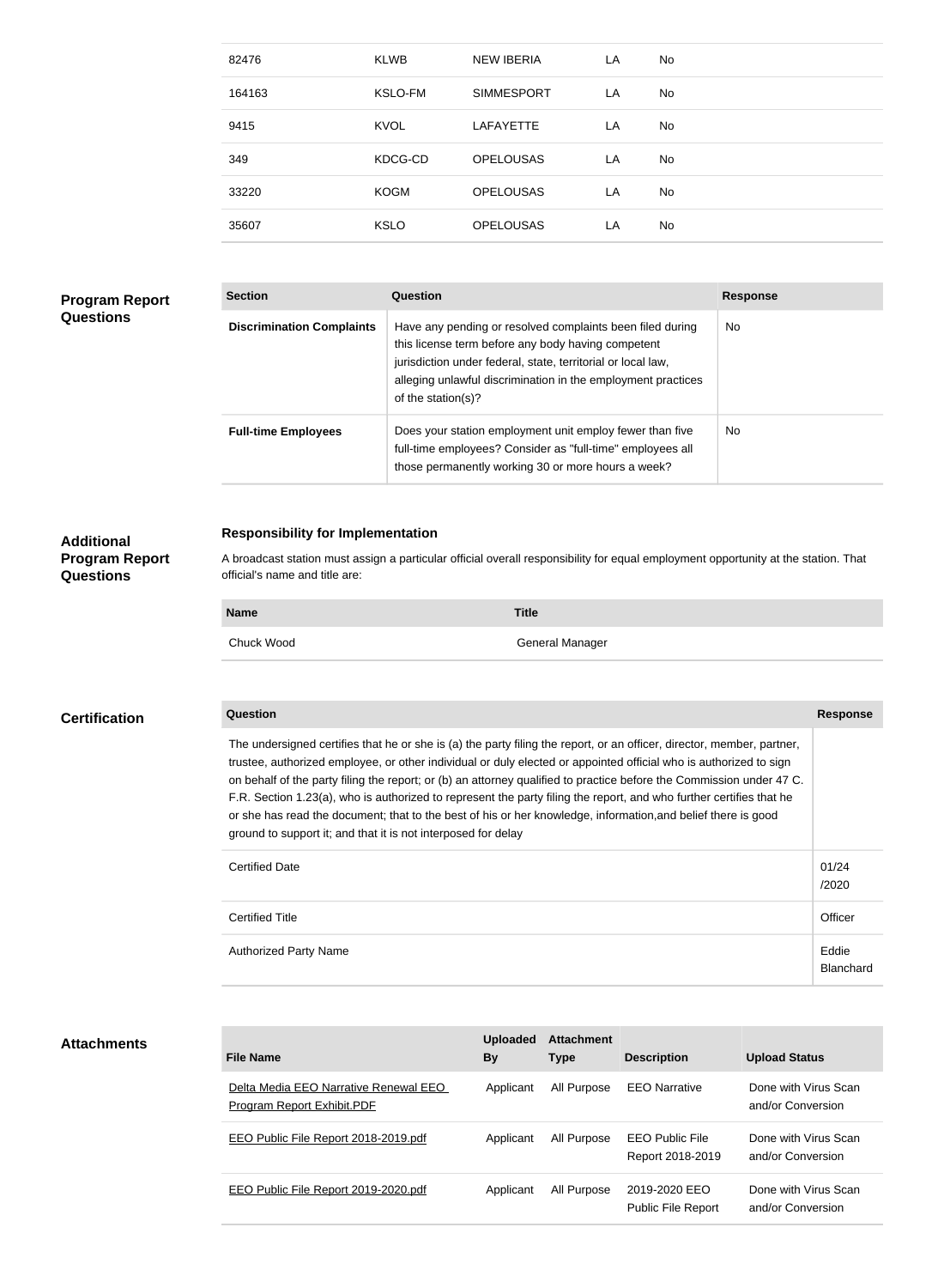| | | | | |
|---|---|---|---|---|
| 82476 | KLWB | NEW IBERIA | LA | No |
| 164163 | KSLO-FM | SIMMESPORT | LA | No |
| 9415 | KVOL | LAFAYETTE | LA | No |
| 349 | KDCG-CD | OPELOUSAS | LA | No |
| 33220 | KOGM | OPELOUSAS | LA | No |
| 35607 | KSLO | OPELOUSAS | LA | No |

## Program Report Questions

| Section | Question | Response |
|---|---|---|
| **Discrimination Complaints** | Have any pending or resolved complaints been filed during this license term before any body having competent jurisdiction under federal, state, territorial or local law, alleging unlawful discrimination in the employment practices of the station(s)? | No |
| **Full-time Employees** | Does your station employment unit employ fewer than five full-time employees? Consider as "full-time" employees all those permanently working 30 or more hours a week? | No |

## Additional Program Report Questions

### Responsibility for Implementation

A broadcast station must assign a particular official overall responsibility for equal employment opportunity at the station. That official's name and title are:

| Name | Title |
|---|---|
| Chuck Wood | General Manager |

## Certification

| Question | Response |
|---|---|
| The undersigned certifies that he or she is (a) the party filing the report, or an officer, director, member, partner, trustee, authorized employee, or other individual or duly elected or appointed official who is authorized to sign on behalf of the party filing the report; or (b) an attorney qualified to practice before the Commission under 47 C.F.R. Section 1.23(a), who is authorized to represent the party filing the report, and who further certifies that he or she has read the document; that to the best of his or her knowledge, information,and belief there is good ground to support it; and that it is not interposed for delay | |
| Certified Date | 01/24/2020 |
| Certified Title | Officer |
| Authorized Party Name | Eddie Blanchard |

## Attachments

| File Name | Uploaded By | Attachment Type | Description | Upload Status |
|---|---|---|---|---|
| Delta Media EEO Narrative Renewal EEO Program Report Exhibit.PDF | Applicant | All Purpose | EEO Narrative | Done with Virus Scan and/or Conversion |
| EEO Public File Report 2018-2019.pdf | Applicant | All Purpose | EEO Public File Report 2018-2019 | Done with Virus Scan and/or Conversion |
| EEO Public File Report 2019-2020.pdf | Applicant | All Purpose | 2019-2020 EEO Public File Report | Done with Virus Scan and/or Conversion |